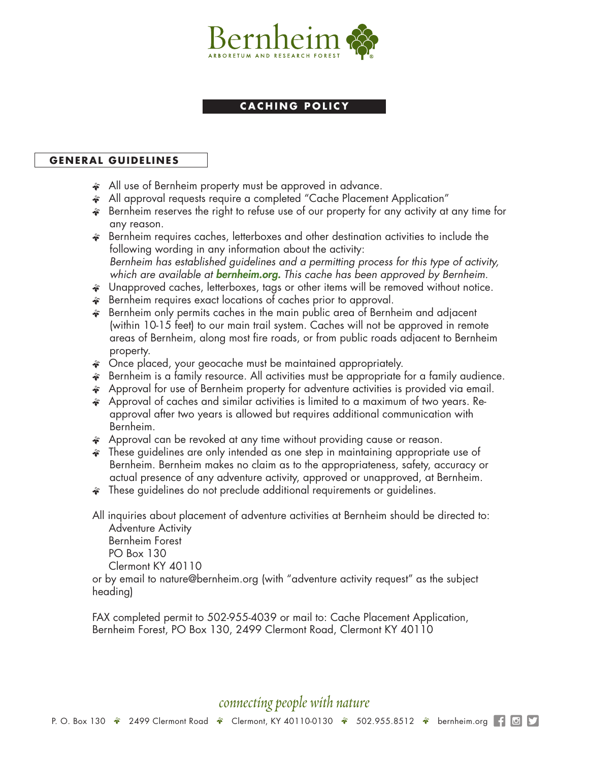Bernheim

ARBORETUM AND RESEARCH FOREST

# CACHING POLICY

## GENERAL GUIDELINES

- All use of Bernheim property must be approved in advance.
- All approval requests require a completed "Cache Placement Application"
- Bernheim reserves the right to refuse use of our property for any activity at any time for any reason.
- Bernheim requires caches, letterboxes and other destination activities to include the following wording in any information about the activity:
  *Bernheim has established guidelines and a permitting process for this type of activity, which are available at* ***bernheim.org.*** *This cache has been approved by Bernheim.*
- Unapproved caches, letterboxes, tags or other items will be removed without notice.
- Bernheim requires exact locations of caches prior to approval.
- Bernheim only permits caches in the main public area of Bernheim and adjacent (within 10-15 feet) to our main trail system. Caches will not be approved in remote areas of Bernheim, along most fire roads, or from public roads adjacent to Bernheim property.
- Once placed, your geocache must be maintained appropriately.
- Bernheim is a family resource. All activities must be appropriate for a family audience.
- Approval for use of Bernheim property for adventure activities is provided via email.
- Approval of caches and similar activities is limited to a maximum of two years. Re-approval after two years is allowed but requires additional communication with Bernheim.
- Approval can be revoked at any time without providing cause or reason.
- These guidelines are only intended as one step in maintaining appropriate use of Bernheim. Bernheim makes no claim as to the appropriateness, safety, accuracy or actual presence of any adventure activity, approved or unapproved, at Bernheim.
- These guidelines do not preclude additional requirements or guidelines.

All inquiries about placement of adventure activities at Bernheim should be directed to:
Adventure Activity
Bernheim Forest
PO Box 130
Clermont KY 40110
or by email to nature@bernheim.org (with "adventure activity request" as the subject heading)

FAX completed permit to 502-955-4039 or mail to: Cache Placement Application, Bernheim Forest, PO Box 130, 2499 Clermont Road, Clermont KY 40110

*connecting people with nature*

P. O. Box 130 · 2499 Clermont Road · Clermont, KY 40110-0130 · 502.955.8512 · bernheim.org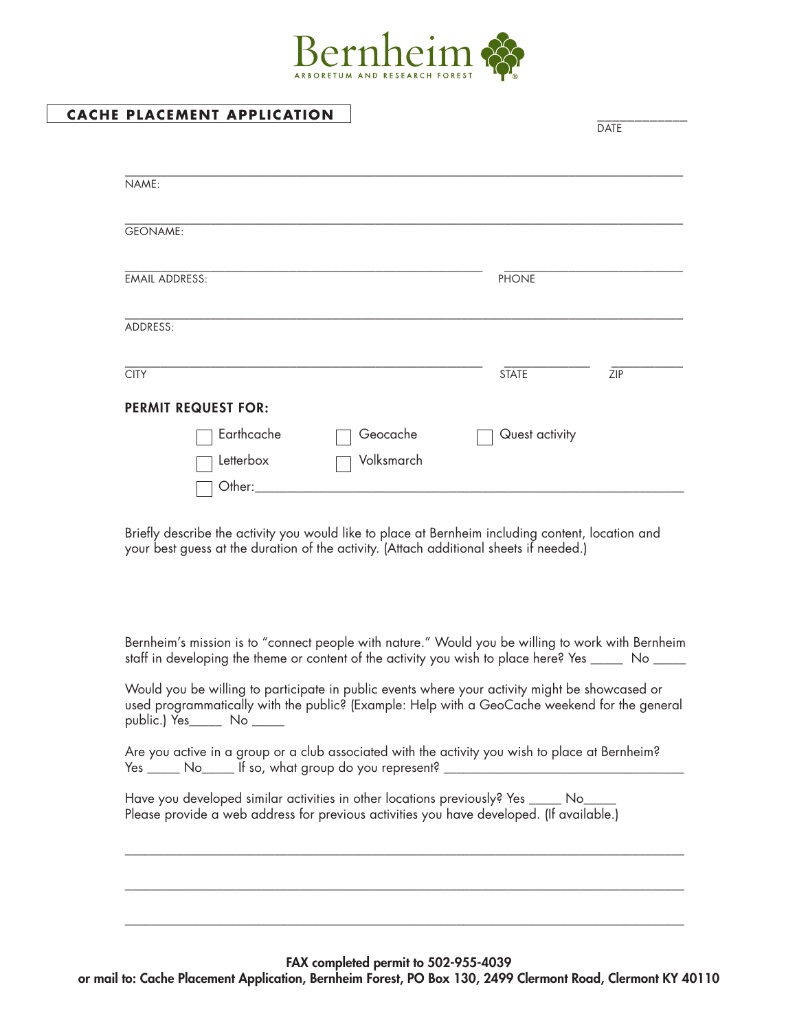Bernheim

ARBORETUM AND RESEARCH FOREST

## CACHE PLACEMENT APPLICATION

_______________ DATE

_______________________________________________
NAME:

_______________________________________________
GEONAME:

_______________________________ _______________
EMAIL ADDRESS: PHONE

_______________________________________________
ADDRESS:

_______________________________ _______ _______
CITY STATE ZIP

**PERMIT REQUEST FOR:**

- ☐ Earthcache
- ☐ Geocache
- ☐ Quest activity
- ☐ Letterbox
- ☐ Volksmarch
- ☐ Other:_______________________________________________

Briefly describe the activity you would like to place at Bernheim including content, location and your best guess at the duration of the activity. (Attach additional sheets if needed.)

Bernheim's mission is to "connect people with nature." Would you be willing to work with Bernheim staff in developing the theme or content of the activity you wish to place here? Yes _____ No _____

Would you be willing to participate in public events where your activity might be showcased or used programmatically with the public? (Example: Help with a GeoCache weekend for the general public.) Yes_____ No _____

Are you active in a group or a club associated with the activity you wish to place at Bernheim? Yes _____ No_____ If so, what group do you represent? ___________________________________

Have you developed similar activities in other locations previously? Yes _____ No_____
Please provide a web address for previous activities you have developed. (If available.)

_______________________________________________

_______________________________________________

_______________________________________________

**FAX completed permit to 502-955-4039**
**or mail to: Cache Placement Application, Bernheim Forest, PO Box 130, 2499 Clermont Road, Clermont KY 40110**